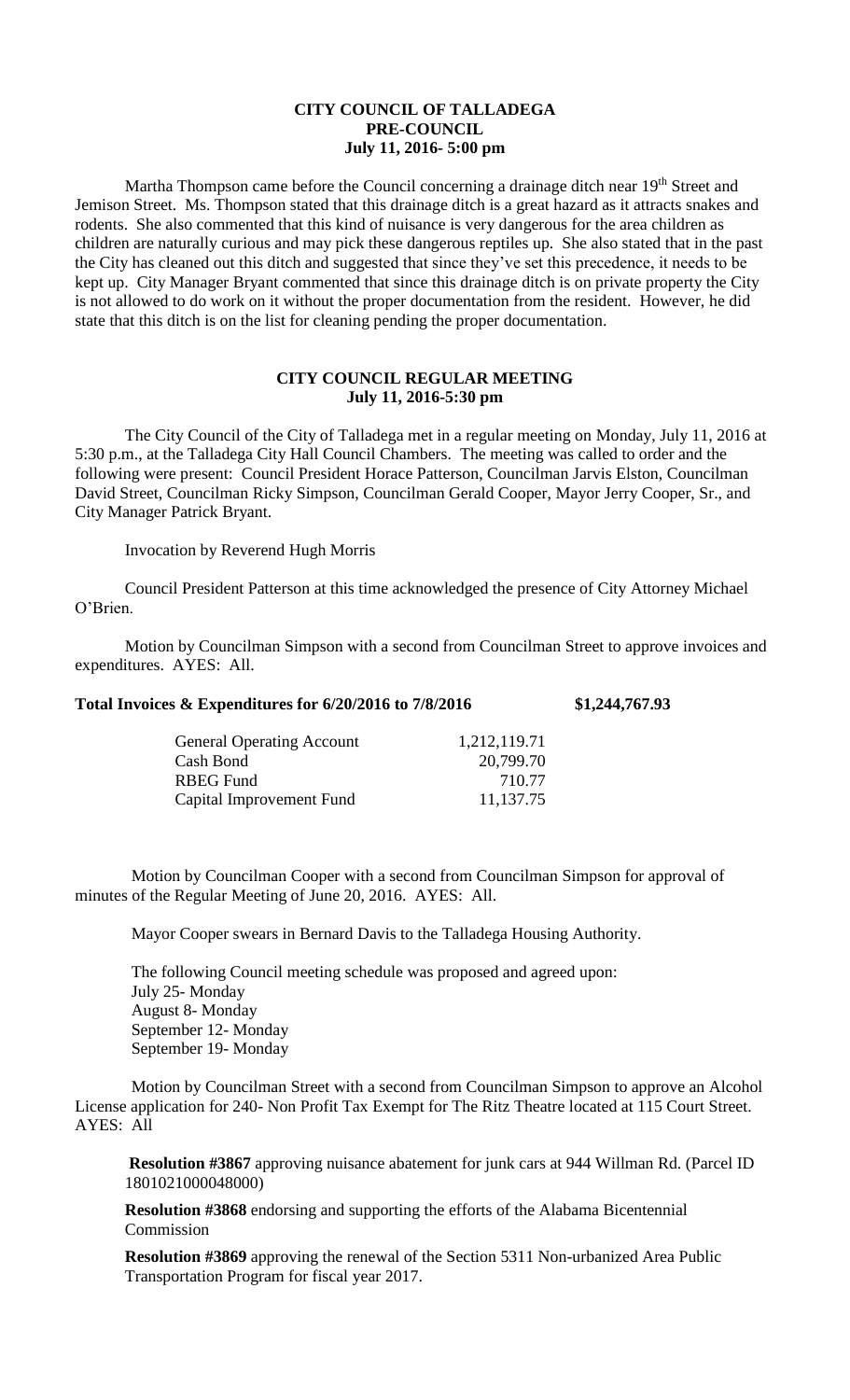**CITY COUNCIL OF TALLADEGA**
**PRE-COUNCIL**
**July 11, 2016- 5:00 pm**

Martha Thompson came before the Council concerning a drainage ditch near 19th Street and Jemison Street. Ms. Thompson stated that this drainage ditch is a great hazard as it attracts snakes and rodents. She also commented that this kind of nuisance is very dangerous for the area children as children are naturally curious and may pick these dangerous reptiles up. She also stated that in the past the City has cleaned out this ditch and suggested that since they've set this precedence, it needs to be kept up. City Manager Bryant commented that since this drainage ditch is on private property the City is not allowed to do work on it without the proper documentation from the resident. However, he did state that this ditch is on the list for cleaning pending the proper documentation.

**CITY COUNCIL REGULAR MEETING**
**July 11, 2016-5:30 pm**

The City Council of the City of Talladega met in a regular meeting on Monday, July 11, 2016 at 5:30 p.m., at the Talladega City Hall Council Chambers. The meeting was called to order and the following were present: Council President Horace Patterson, Councilman Jarvis Elston, Councilman David Street, Councilman Ricky Simpson, Councilman Gerald Cooper, Mayor Jerry Cooper, Sr., and City Manager Patrick Bryant.

Invocation by Reverend Hugh Morris

Council President Patterson at this time acknowledged the presence of City Attorney Michael O'Brien.

Motion by Councilman Simpson with a second from Councilman Street to approve invoices and expenditures. AYES: All.

**Total Invoices & Expenditures for 6/20/2016 to 7/8/2016 $1,244,767.93**

| | |
|---|---|
| General Operating Account | 1,212,119.71 |
| Cash Bond | 20,799.70 |
| RBEG Fund | 710.77 |
| Capital Improvement Fund | 11,137.75 |

Motion by Councilman Cooper with a second from Councilman Simpson for approval of minutes of the Regular Meeting of June 20, 2016. AYES: All.

Mayor Cooper swears in Bernard Davis to the Talladega Housing Authority.

The following Council meeting schedule was proposed and agreed upon:
July 25- Monday
August 8- Monday
September 12- Monday
September 19- Monday

Motion by Councilman Street with a second from Councilman Simpson to approve an Alcohol License application for 240- Non Profit Tax Exempt for The Ritz Theatre located at 115 Court Street. AYES: All

**Resolution #3867** approving nuisance abatement for junk cars at 944 Willman Rd. (Parcel ID 1801021000048000)

**Resolution #3868** endorsing and supporting the efforts of the Alabama Bicentennial Commission

**Resolution #3869** approving the renewal of the Section 5311 Non-urbanized Area Public Transportation Program for fiscal year 2017.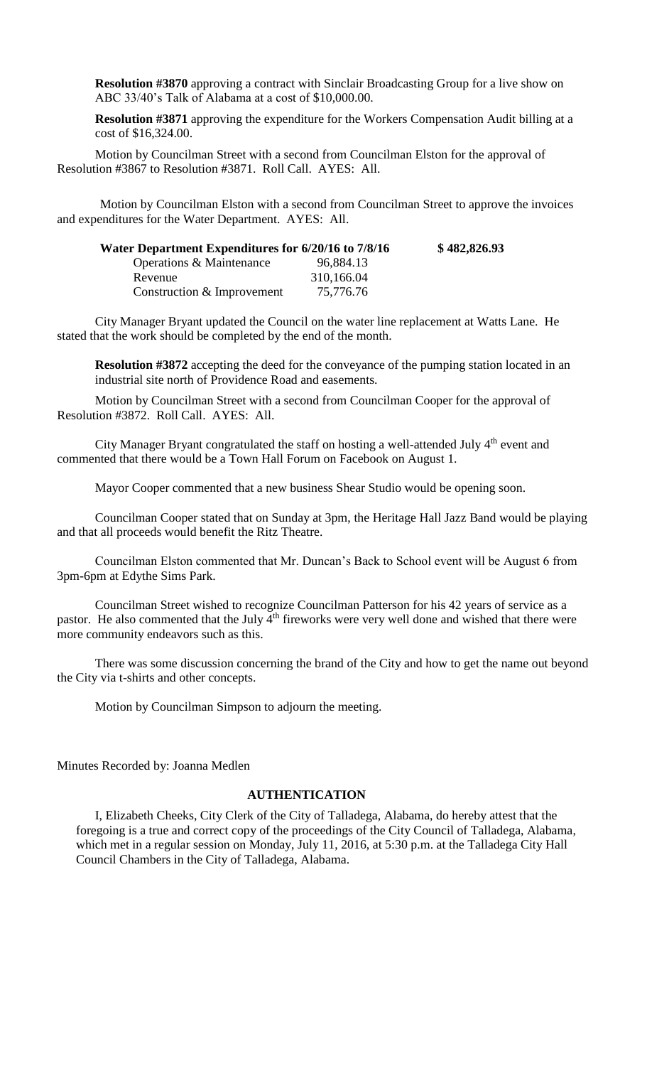**Resolution #3870** approving a contract with Sinclair Broadcasting Group for a live show on ABC 33/40's Talk of Alabama at a cost of $10,000.00.

**Resolution #3871** approving the expenditure for the Workers Compensation Audit billing at a cost of $16,324.00.

Motion by Councilman Street with a second from Councilman Elston for the approval of Resolution #3867 to Resolution #3871. Roll Call. AYES: All.

Motion by Councilman Elston with a second from Councilman Street to approve the invoices and expenditures for the Water Department. AYES: All.

| | | |
|---|---|---|
| **Water Department Expenditures for 6/20/16 to 7/8/16** | | **$ 482,826.93** |
| Operations & Maintenance | 96,884.13 | |
| Revenue | 310,166.04 | |
| Construction & Improvement | 75,776.76 | |

City Manager Bryant updated the Council on the water line replacement at Watts Lane. He stated that the work should be completed by the end of the month.

**Resolution #3872** accepting the deed for the conveyance of the pumping station located in an industrial site north of Providence Road and easements.

Motion by Councilman Street with a second from Councilman Cooper for the approval of Resolution #3872. Roll Call. AYES: All.

City Manager Bryant congratulated the staff on hosting a well-attended July 4th event and commented that there would be a Town Hall Forum on Facebook on August 1.

Mayor Cooper commented that a new business Shear Studio would be opening soon.

Councilman Cooper stated that on Sunday at 3pm, the Heritage Hall Jazz Band would be playing and that all proceeds would benefit the Ritz Theatre.

Councilman Elston commented that Mr. Duncan's Back to School event will be August 6 from 3pm-6pm at Edythe Sims Park.

Councilman Street wished to recognize Councilman Patterson for his 42 years of service as a pastor. He also commented that the July 4th fireworks were very well done and wished that there were more community endeavors such as this.

There was some discussion concerning the brand of the City and how to get the name out beyond the City via t-shirts and other concepts.

Motion by Councilman Simpson to adjourn the meeting.

Minutes Recorded by: Joanna Medlen

## AUTHENTICATION

I, Elizabeth Cheeks, City Clerk of the City of Talladega, Alabama, do hereby attest that the foregoing is a true and correct copy of the proceedings of the City Council of Talladega, Alabama, which met in a regular session on Monday, July 11, 2016, at 5:30 p.m. at the Talladega City Hall Council Chambers in the City of Talladega, Alabama.